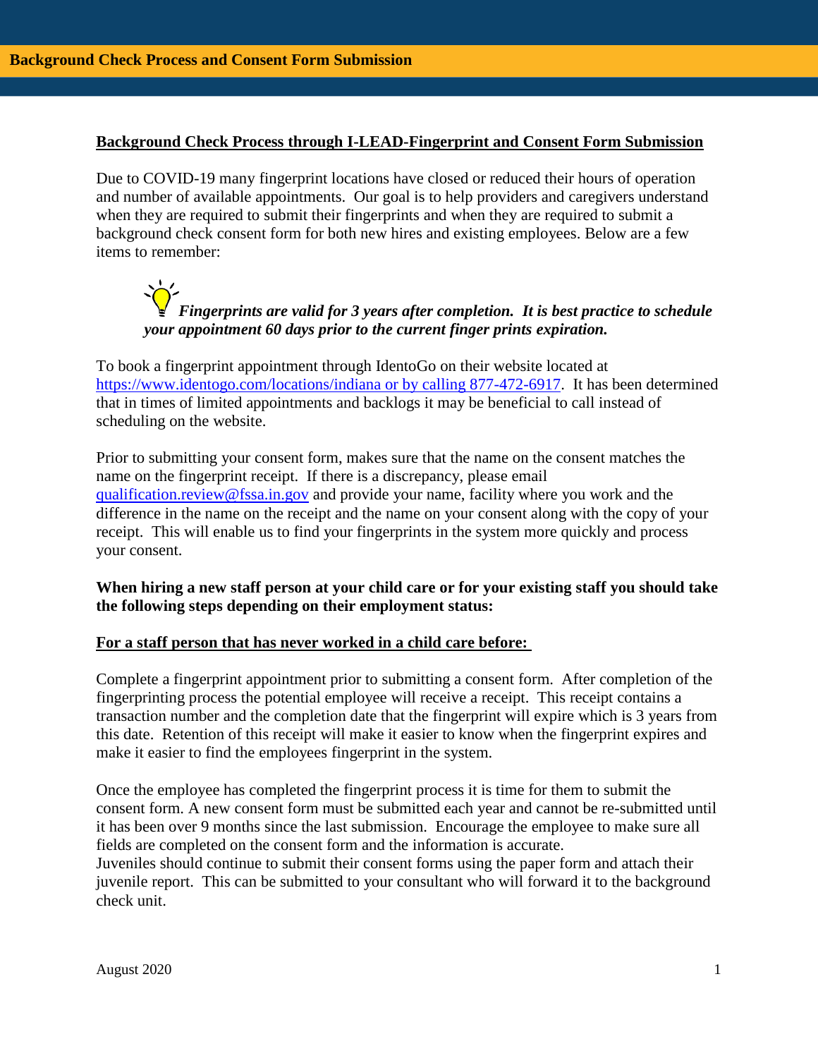## Background Check Process and Consent Form Submission

**Background Check Process through I-LEAD-Fingerprint and Consent Form Submission**

Due to COVID-19 many fingerprint locations have closed or reduced their hours of operation and number of available appointments. Our goal is to help providers and caregivers understand when they are required to submit their fingerprints and when they are required to submit a background check consent form for both new hires and existing employees. Below are a few items to remember:

> ***Fingerprints are valid for 3 years after completion. It is best practice to schedule your appointment 60 days prior to the current finger prints expiration.***

To book a fingerprint appointment through IdentoGo on their website located at https://www.identogo.com/locations/indiana or by calling 877-472-6917. It has been determined that in times of limited appointments and backlogs it may be beneficial to call instead of scheduling on the website.

Prior to submitting your consent form, makes sure that the name on the consent matches the name on the fingerprint receipt. If there is a discrepancy, please email qualification.review@fssa.in.gov and provide your name, facility where you work and the difference in the name on the receipt and the name on your consent along with the copy of your receipt. This will enable us to find your fingerprints in the system more quickly and process your consent.

**When hiring a new staff person at your child care or for your existing staff you should take the following steps depending on their employment status:**

**For a staff person that has never worked in a child care before:**

Complete a fingerprint appointment prior to submitting a consent form. After completion of the fingerprinting process the potential employee will receive a receipt. This receipt contains a transaction number and the completion date that the fingerprint will expire which is 3 years from this date. Retention of this receipt will make it easier to know when the fingerprint expires and make it easier to find the employees fingerprint in the system.

Once the employee has completed the fingerprint process it is time for them to submit the consent form. A new consent form must be submitted each year and cannot be re-submitted until it has been over 9 months since the last submission. Encourage the employee to make sure all fields are completed on the consent form and the information is accurate.
Juveniles should continue to submit their consent forms using the paper form and attach their juvenile report. This can be submitted to your consultant who will forward it to the background check unit.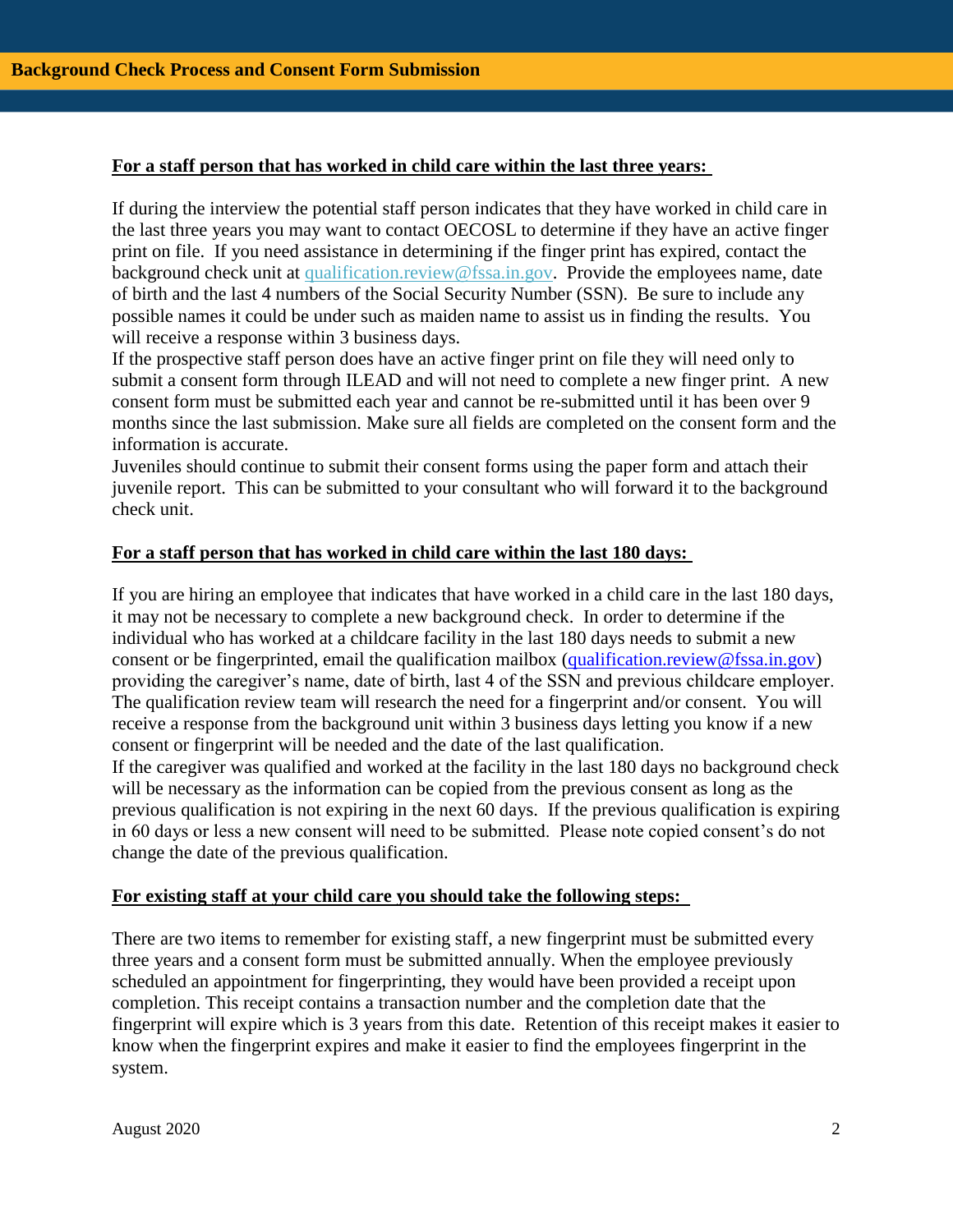## Background Check Process and Consent Form Submission

**For a staff person that has worked in child care within the last three years:**

If during the interview the potential staff person indicates that they have worked in child care in the last three years you may want to contact OECOSL to determine if they have an active finger print on file. If you need assistance in determining if the finger print has expired, contact the background check unit at qualification.review@fssa.in.gov. Provide the employees name, date of birth and the last 4 numbers of the Social Security Number (SSN). Be sure to include any possible names it could be under such as maiden name to assist us in finding the results. You will receive a response within 3 business days.

If the prospective staff person does have an active finger print on file they will need only to submit a consent form through ILEAD and will not need to complete a new finger print. A new consent form must be submitted each year and cannot be re-submitted until it has been over 9 months since the last submission. Make sure all fields are completed on the consent form and the information is accurate.

Juveniles should continue to submit their consent forms using the paper form and attach their juvenile report. This can be submitted to your consultant who will forward it to the background check unit.

**For a staff person that has worked in child care within the last 180 days:**

If you are hiring an employee that indicates that have worked in a child care in the last 180 days, it may not be necessary to complete a new background check. In order to determine if the individual who has worked at a childcare facility in the last 180 days needs to submit a new consent or be fingerprinted, email the qualification mailbox (qualification.review@fssa.in.gov) providing the caregiver's name, date of birth, last 4 of the SSN and previous childcare employer. The qualification review team will research the need for a fingerprint and/or consent. You will receive a response from the background unit within 3 business days letting you know if a new consent or fingerprint will be needed and the date of the last qualification.

If the caregiver was qualified and worked at the facility in the last 180 days no background check will be necessary as the information can be copied from the previous consent as long as the previous qualification is not expiring in the next 60 days. If the previous qualification is expiring in 60 days or less a new consent will need to be submitted. Please note copied consent's do not change the date of the previous qualification.

**For existing staff at your child care you should take the following steps:**

There are two items to remember for existing staff, a new fingerprint must be submitted every three years and a consent form must be submitted annually. When the employee previously scheduled an appointment for fingerprinting, they would have been provided a receipt upon completion. This receipt contains a transaction number and the completion date that the fingerprint will expire which is 3 years from this date. Retention of this receipt makes it easier to know when the fingerprint expires and make it easier to find the employees fingerprint in the system.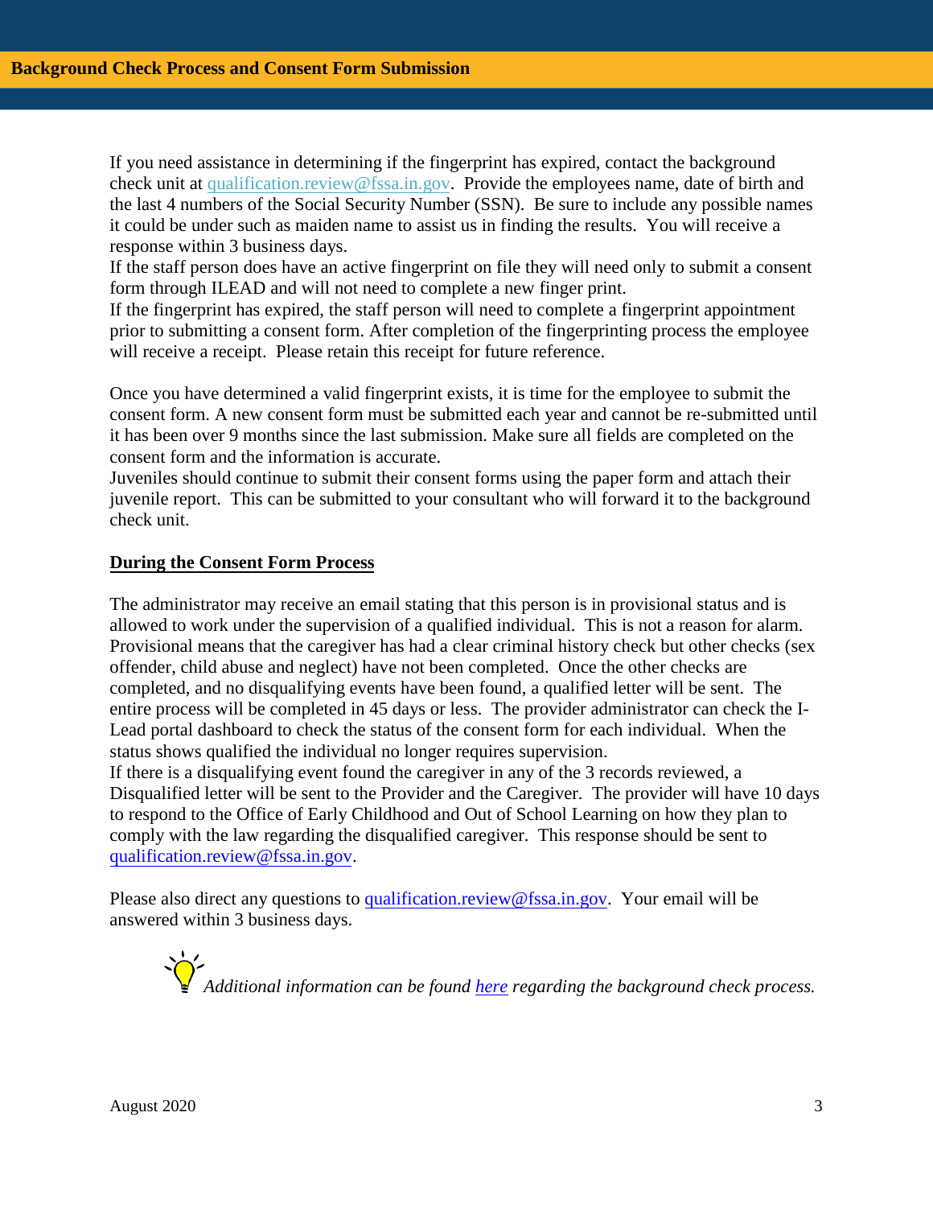If you need assistance in determining if the fingerprint has expired, contact the background check unit at qualification.review@fssa.in.gov. Provide the employees name, date of birth and the last 4 numbers of the Social Security Number (SSN). Be sure to include any possible names it could be under such as maiden name to assist us in finding the results. You will receive a response within 3 business days.

If the staff person does have an active fingerprint on file they will need only to submit a consent form through ILEAD and will not need to complete a new finger print.

If the fingerprint has expired, the staff person will need to complete a fingerprint appointment prior to submitting a consent form. After completion of the fingerprinting process the employee will receive a receipt. Please retain this receipt for future reference.

Once you have determined a valid fingerprint exists, it is time for the employee to submit the consent form. A new consent form must be submitted each year and cannot be re-submitted until it has been over 9 months since the last submission. Make sure all fields are completed on the consent form and the information is accurate.

Juveniles should continue to submit their consent forms using the paper form and attach their juvenile report. This can be submitted to your consultant who will forward it to the background check unit.

**During the Consent Form Process**

The administrator may receive an email stating that this person is in provisional status and is allowed to work under the supervision of a qualified individual. This is not a reason for alarm. Provisional means that the caregiver has had a clear criminal history check but other checks (sex offender, child abuse and neglect) have not been completed. Once the other checks are completed, and no disqualifying events have been found, a qualified letter will be sent. The entire process will be completed in 45 days or less. The provider administrator can check the I-Lead portal dashboard to check the status of the consent form for each individual. When the status shows qualified the individual no longer requires supervision.

If there is a disqualifying event found the caregiver in any of the 3 records reviewed, a Disqualified letter will be sent to the Provider and the Caregiver. The provider will have 10 days to respond to the Office of Early Childhood and Out of School Learning on how they plan to comply with the law regarding the disqualified caregiver. This response should be sent to qualification.review@fssa.in.gov.

Please also direct any questions to qualification.review@fssa.in.gov. Your email will be answered within 3 business days.

*Additional information can be found here regarding the background check process.*